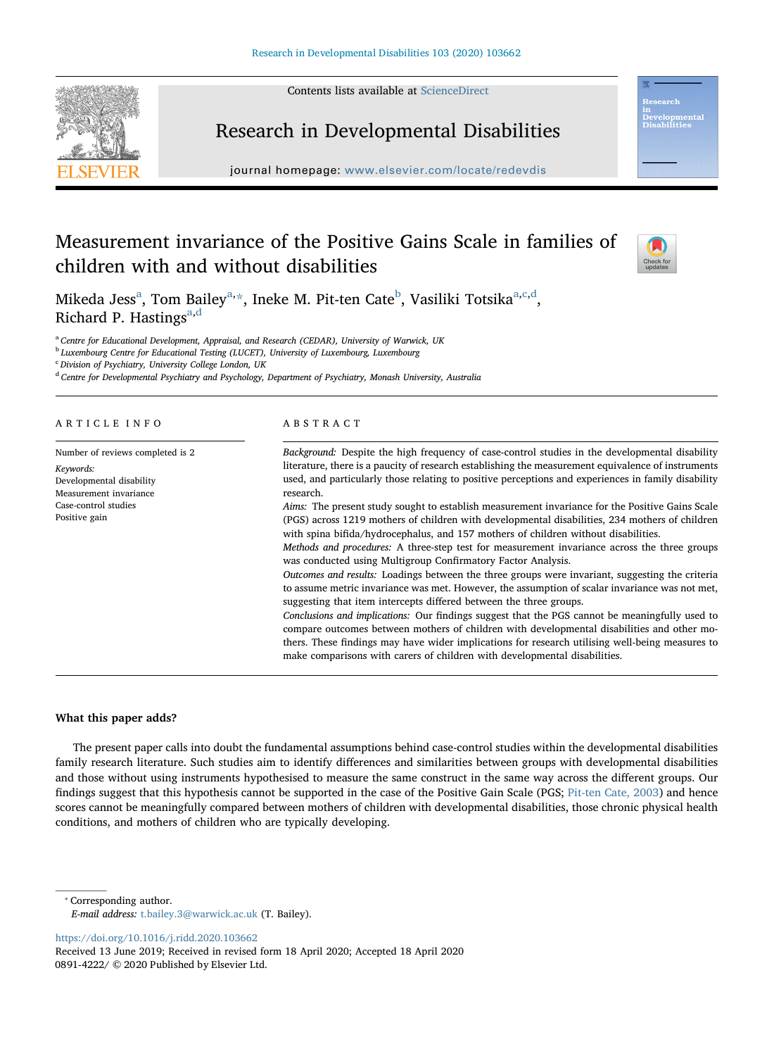# Measurement invariance of the Positive Gains Scale in families of children with and without disabilities

Mikeda Jess[a], Tom Bailey[a,*], Ineke M. Pit-ten Cate[b], Vasiliki Totsika[a,c,d], Richard P. Hastings[a,d]

[a] Centre for Educational Development, Appraisal, and Research (CEDAR), University of Warwick, UK
[b] Luxembourg Centre for Educational Testing (LUCET), University of Luxembourg, Luxembourg
[c] Division of Psychiatry, University College London, UK
[d] Centre for Developmental Psychiatry and Psychology, Department of Psychiatry, Monash University, Australia

## ARTICLE INFO

Number of reviews completed is 2

*Keywords:*
Developmental disability
Measurement invariance
Case-control studies
Positive gain

## ABSTRACT

*Background:* Despite the high frequency of case-control studies in the developmental disability literature, there is a paucity of research establishing the measurement equivalence of instruments used, and particularly those relating to positive perceptions and experiences in family disability research.

*Aims:* The present study sought to establish measurement invariance for the Positive Gains Scale (PGS) across 1219 mothers of children with developmental disabilities, 234 mothers of children with spina bifida/hydrocephalus, and 157 mothers of children without disabilities.

*Methods and procedures:* A three-step test for measurement invariance across the three groups was conducted using Multigroup Confirmatory Factor Analysis.

*Outcomes and results:* Loadings between the three groups were invariant, suggesting the criteria to assume metric invariance was met. However, the assumption of scalar invariance was not met, suggesting that item intercepts differed between the three groups.

*Conclusions and implications:* Our findings suggest that the PGS cannot be meaningfully used to compare outcomes between mothers of children with developmental disabilities and other mothers. These findings may have wider implications for research utilising well-being measures to make comparisons with carers of children with developmental disabilities.

### What this paper adds?

The present paper calls into doubt the fundamental assumptions behind case-control studies within the developmental disabilities family research literature. Such studies aim to identify differences and similarities between groups with developmental disabilities and those without using instruments hypothesised to measure the same construct in the same way across the different groups. Our findings suggest that this hypothesis cannot be supported in the case of the Positive Gain Scale (PGS; Pit-ten Cate, 2003) and hence scores cannot be meaningfully compared between mothers of children with developmental disabilities, those chronic physical health conditions, and mothers of children who are typically developing.

* Corresponding author.
*E-mail address:* t.bailey.3@warwick.ac.uk (T. Bailey).

https://doi.org/10.1016/j.ridd.2020.103662
Received 13 June 2019; Received in revised form 18 April 2020; Accepted 18 April 2020
0891-4222/ © 2020 Published by Elsevier Ltd.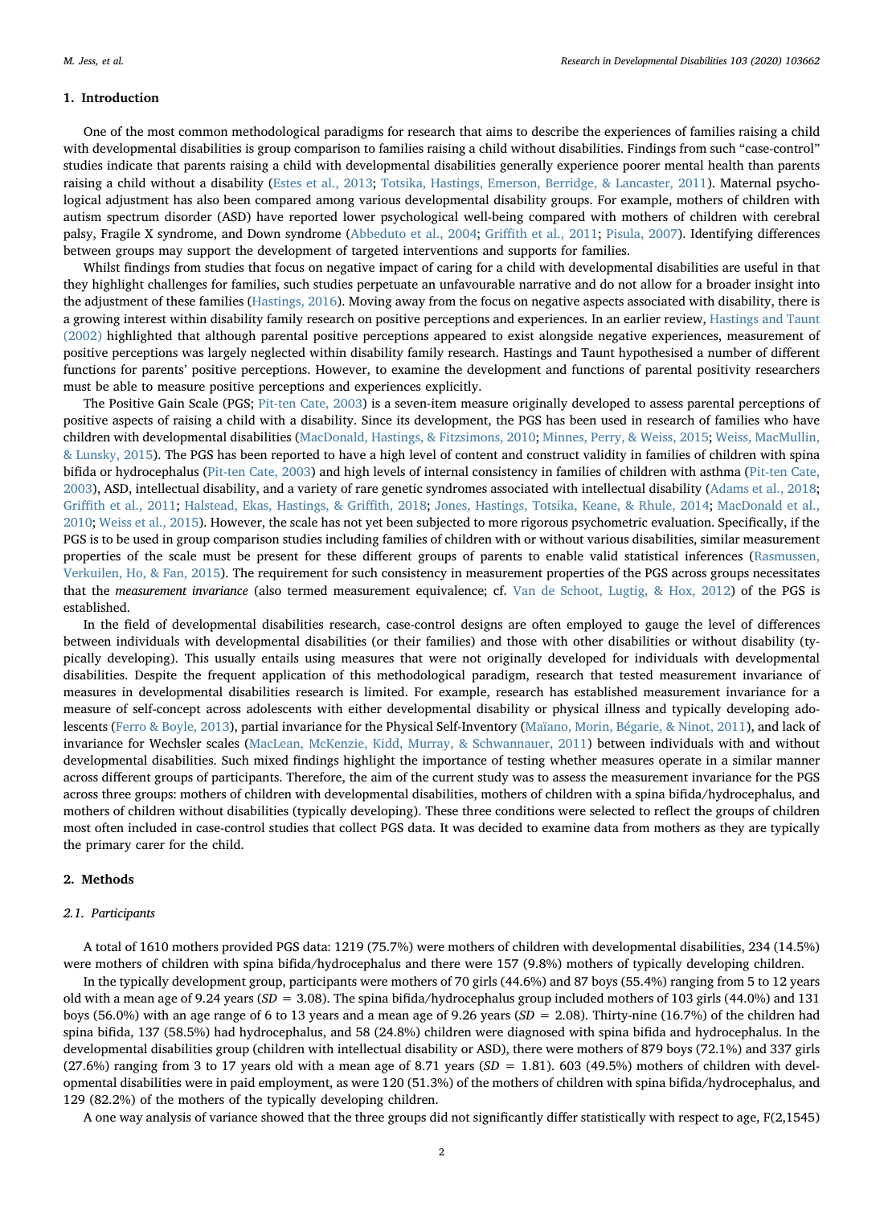## 1. Introduction

One of the most common methodological paradigms for research that aims to describe the experiences of families raising a child with developmental disabilities is group comparison to families raising a child without disabilities. Findings from such "case-control" studies indicate that parents raising a child with developmental disabilities generally experience poorer mental health than parents raising a child without a disability (Estes et al., 2013; Totsika, Hastings, Emerson, Berridge, & Lancaster, 2011). Maternal psychological adjustment has also been compared among various developmental disability groups. For example, mothers of children with autism spectrum disorder (ASD) have reported lower psychological well-being compared with mothers of children with cerebral palsy, Fragile X syndrome, and Down syndrome (Abbeduto et al., 2004; Griffith et al., 2011; Pisula, 2007). Identifying differences between groups may support the development of targeted interventions and supports for families.

Whilst findings from studies that focus on negative impact of caring for a child with developmental disabilities are useful in that they highlight challenges for families, such studies perpetuate an unfavourable narrative and do not allow for a broader insight into the adjustment of these families (Hastings, 2016). Moving away from the focus on negative aspects associated with disability, there is a growing interest within disability family research on positive perceptions and experiences. In an earlier review, Hastings and Taunt (2002) highlighted that although parental positive perceptions appeared to exist alongside negative experiences, measurement of positive perceptions was largely neglected within disability family research. Hastings and Taunt hypothesised a number of different functions for parents' positive perceptions. However, to examine the development and functions of parental positivity researchers must be able to measure positive perceptions and experiences explicitly.

The Positive Gain Scale (PGS; Pit-ten Cate, 2003) is a seven-item measure originally developed to assess parental perceptions of positive aspects of raising a child with a disability. Since its development, the PGS has been used in research of families who have children with developmental disabilities (MacDonald, Hastings, & Fitzsimons, 2010; Minnes, Perry, & Weiss, 2015; Weiss, MacMullin, & Lunsky, 2015). The PGS has been reported to have a high level of content and construct validity in families of children with spina bifida or hydrocephalus (Pit-ten Cate, 2003) and high levels of internal consistency in families of children with asthma (Pit-ten Cate, 2003), ASD, intellectual disability, and a variety of rare genetic syndromes associated with intellectual disability (Adams et al., 2018; Griffith et al., 2011; Halstead, Ekas, Hastings, & Griffith, 2018; Jones, Hastings, Totsika, Keane, & Rhule, 2014; MacDonald et al., 2010; Weiss et al., 2015). However, the scale has not yet been subjected to more rigorous psychometric evaluation. Specifically, if the PGS is to be used in group comparison studies including families of children with or without various disabilities, similar measurement properties of the scale must be present for these different groups of parents to enable valid statistical inferences (Rasmussen, Verkuilen, Ho, & Fan, 2015). The requirement for such consistency in measurement properties of the PGS across groups necessitates that the *measurement invariance* (also termed measurement equivalence; cf. Van de Schoot, Lugtig, & Hox, 2012) of the PGS is established.

In the field of developmental disabilities research, case-control designs are often employed to gauge the level of differences between individuals with developmental disabilities (or their families) and those with other disabilities or without disability (typically developing). This usually entails using measures that were not originally developed for individuals with developmental disabilities. Despite the frequent application of this methodological paradigm, research that tested measurement invariance of measures in developmental disabilities research is limited. For example, research has established measurement invariance for a measure of self-concept across adolescents with either developmental disability or physical illness and typically developing adolescents (Ferro & Boyle, 2013), partial invariance for the Physical Self-Inventory (Maïano, Morin, Bégarie, & Ninot, 2011), and lack of invariance for Wechsler scales (MacLean, McKenzie, Kidd, Murray, & Schwannauer, 2011) between individuals with and without developmental disabilities. Such mixed findings highlight the importance of testing whether measures operate in a similar manner across different groups of participants. Therefore, the aim of the current study was to assess the measurement invariance for the PGS across three groups: mothers of children with developmental disabilities, mothers of children with a spina bifida/hydrocephalus, and mothers of children without disabilities (typically developing). These three conditions were selected to reflect the groups of children most often included in case-control studies that collect PGS data. It was decided to examine data from mothers as they are typically the primary carer for the child.

## 2. Methods

### 2.1. Participants

A total of 1610 mothers provided PGS data: 1219 (75.7%) were mothers of children with developmental disabilities, 234 (14.5%) were mothers of children with spina bifida/hydrocephalus and there were 157 (9.8%) mothers of typically developing children.

In the typically development group, participants were mothers of 70 girls (44.6%) and 87 boys (55.4%) ranging from 5 to 12 years old with a mean age of 9.24 years ($SD = 3.08$). The spina bifida/hydrocephalus group included mothers of 103 girls (44.0%) and 131 boys (56.0%) with an age range of 6 to 13 years and a mean age of 9.26 years ($SD = 2.08$). Thirty-nine (16.7%) of the children had spina bifida, 137 (58.5%) had hydrocephalus, and 58 (24.8%) children were diagnosed with spina bifida and hydrocephalus. In the developmental disabilities group (children with intellectual disability or ASD), there were mothers of 879 boys (72.1%) and 337 girls (27.6%) ranging from 3 to 17 years old with a mean age of 8.71 years ($SD = 1.81$). 603 (49.5%) mothers of children with developmental disabilities were in paid employment, as were 120 (51.3%) of the mothers of children with spina bifida/hydrocephalus, and 129 (82.2%) of the mothers of the typically developing children.

A one way analysis of variance showed that the three groups did not significantly differ statistically with respect to age, $F(2,1545)$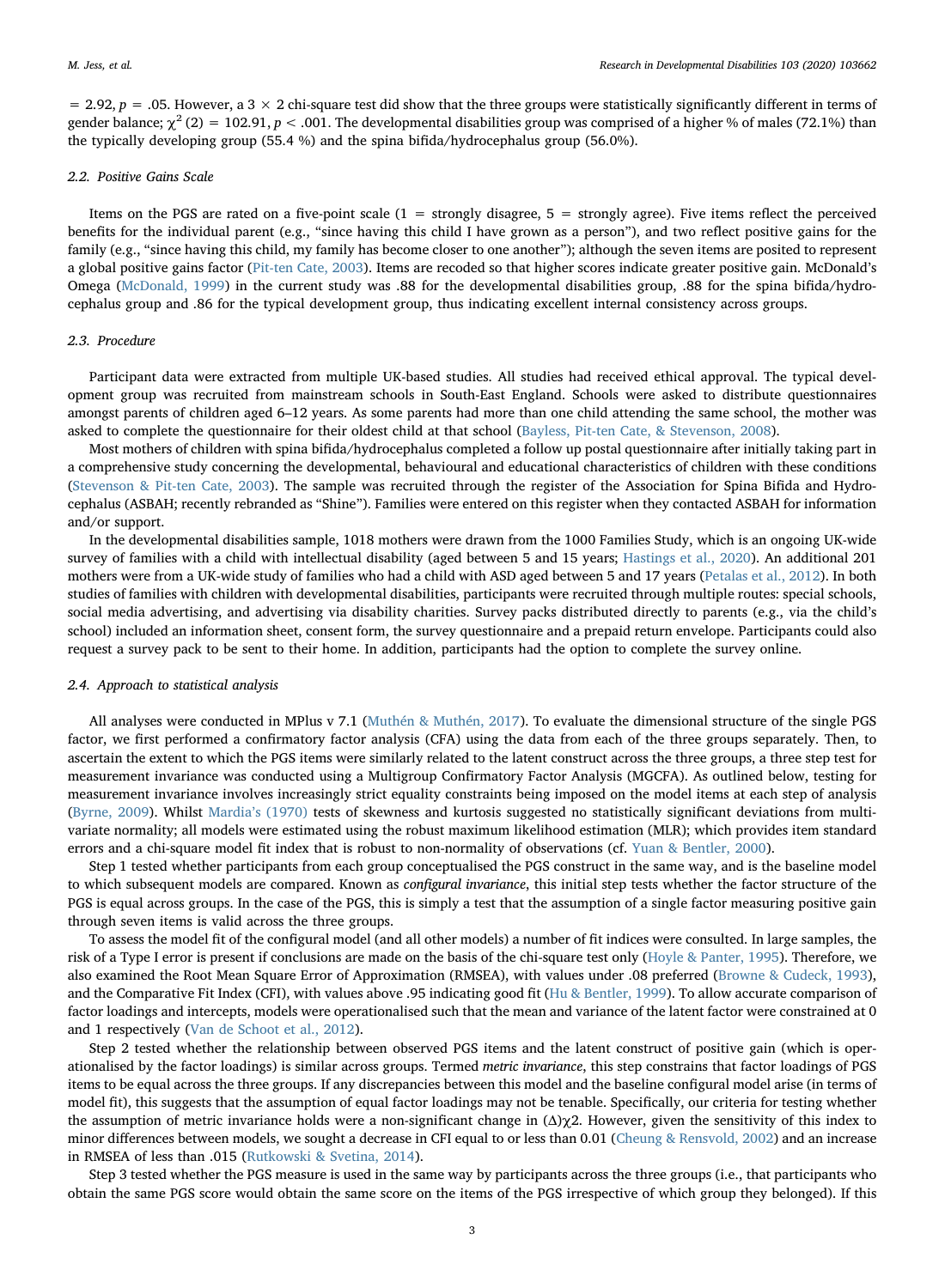= 2.92, $p$ = .05. However, a 3 × 2 chi-square test did show that the three groups were statistically significantly different in terms of gender balance; $\chi^2$ (2) = 102.91, $p$ < .001. The developmental disabilities group was comprised of a higher % of males (72.1%) than the typically developing group (55.4 %) and the spina bifida/hydrocephalus group (56.0%).

### 2.2. Positive Gains Scale

Items on the PGS are rated on a five-point scale (1 = strongly disagree, 5 = strongly agree). Five items reflect the perceived benefits for the individual parent (e.g., "since having this child I have grown as a person"), and two reflect positive gains for the family (e.g., "since having this child, my family has become closer to one another"); although the seven items are posited to represent a global positive gains factor (Pit-ten Cate, 2003). Items are recoded so that higher scores indicate greater positive gain. McDonald's Omega (McDonald, 1999) in the current study was .88 for the developmental disabilities group, .88 for the spina bifida/hydrocephalus group and .86 for the typical development group, thus indicating excellent internal consistency across groups.

### 2.3. Procedure

Participant data were extracted from multiple UK-based studies. All studies had received ethical approval. The typical development group was recruited from mainstream schools in South-East England. Schools were asked to distribute questionnaires amongst parents of children aged 6–12 years. As some parents had more than one child attending the same school, the mother was asked to complete the questionnaire for their oldest child at that school (Bayless, Pit-ten Cate, & Stevenson, 2008).

Most mothers of children with spina bifida/hydrocephalus completed a follow up postal questionnaire after initially taking part in a comprehensive study concerning the developmental, behavioural and educational characteristics of children with these conditions (Stevenson & Pit-ten Cate, 2003). The sample was recruited through the register of the Association for Spina Bifida and Hydrocephalus (ASBAH; recently rebranded as "Shine"). Families were entered on this register when they contacted ASBAH for information and/or support.

In the developmental disabilities sample, 1018 mothers were drawn from the 1000 Families Study, which is an ongoing UK-wide survey of families with a child with intellectual disability (aged between 5 and 15 years; Hastings et al., 2020). An additional 201 mothers were from a UK-wide study of families who had a child with ASD aged between 5 and 17 years (Petalas et al., 2012). In both studies of families with children with developmental disabilities, participants were recruited through multiple routes: special schools, social media advertising, and advertising via disability charities. Survey packs distributed directly to parents (e.g., via the child's school) included an information sheet, consent form, the survey questionnaire and a prepaid return envelope. Participants could also request a survey pack to be sent to their home. In addition, participants had the option to complete the survey online.

### 2.4. Approach to statistical analysis

All analyses were conducted in MPlus v 7.1 (Muthén & Muthén, 2017). To evaluate the dimensional structure of the single PGS factor, we first performed a confirmatory factor analysis (CFA) using the data from each of the three groups separately. Then, to ascertain the extent to which the PGS items were similarly related to the latent construct across the three groups, a three step test for measurement invariance was conducted using a Multigroup Confirmatory Factor Analysis (MGCFA). As outlined below, testing for measurement invariance involves increasingly strict equality constraints being imposed on the model items at each step of analysis (Byrne, 2009). Whilst Mardia's (1970) tests of skewness and kurtosis suggested no statistically significant deviations from multivariate normality; all models were estimated using the robust maximum likelihood estimation (MLR); which provides item standard errors and a chi-square model fit index that is robust to non-normality of observations (cf. Yuan & Bentler, 2000).

Step 1 tested whether participants from each group conceptualised the PGS construct in the same way, and is the baseline model to which subsequent models are compared. Known as *configural invariance*, this initial step tests whether the factor structure of the PGS is equal across groups. In the case of the PGS, this is simply a test that the assumption of a single factor measuring positive gain through seven items is valid across the three groups.

To assess the model fit of the configural model (and all other models) a number of fit indices were consulted. In large samples, the risk of a Type I error is present if conclusions are made on the basis of the chi-square test only (Hoyle & Panter, 1995). Therefore, we also examined the Root Mean Square Error of Approximation (RMSEA), with values under .08 preferred (Browne & Cudeck, 1993), and the Comparative Fit Index (CFI), with values above .95 indicating good fit (Hu & Bentler, 1999). To allow accurate comparison of factor loadings and intercepts, models were operationalised such that the mean and variance of the latent factor were constrained at 0 and 1 respectively (Van de Schoot et al., 2012).

Step 2 tested whether the relationship between observed PGS items and the latent construct of positive gain (which is operationalised by the factor loadings) is similar across groups. Termed *metric invariance*, this step constrains that factor loadings of PGS items to be equal across the three groups. If any discrepancies between this model and the baseline configural model arise (in terms of model fit), this suggests that the assumption of equal factor loadings may not be tenable. Specifically, our criteria for testing whether the assumption of metric invariance holds were a non-significant change in ($\Delta$)$\chi$2. However, given the sensitivity of this index to minor differences between models, we sought a decrease in CFI equal to or less than 0.01 (Cheung & Rensvold, 2002) and an increase in RMSEA of less than .015 (Rutkowski & Svetina, 2014).

Step 3 tested whether the PGS measure is used in the same way by participants across the three groups (i.e., that participants who obtain the same PGS score would obtain the same score on the items of the PGS irrespective of which group they belonged). If this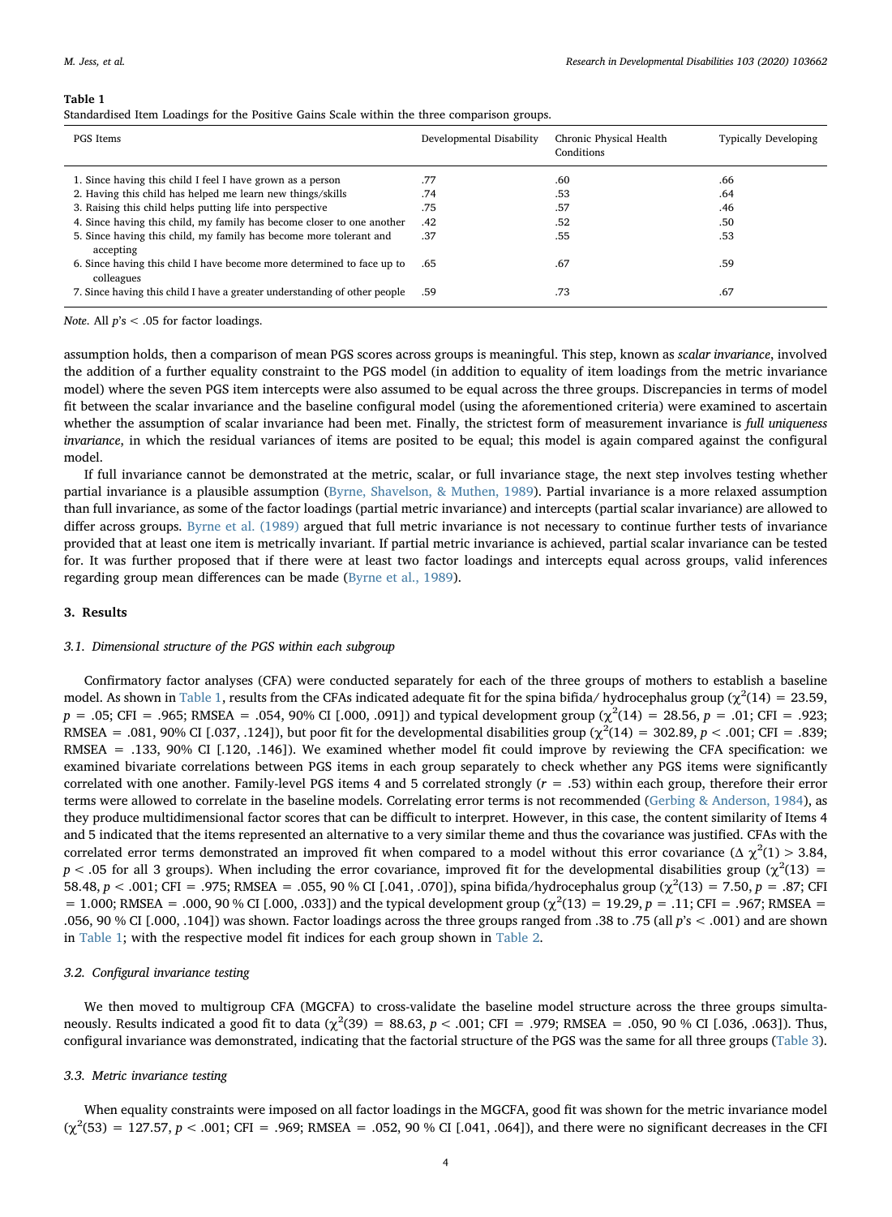**Table 1**
Standardised Item Loadings for the Positive Gains Scale within the three comparison groups.

| PGS Items | Developmental Disability | Chronic Physical Health Conditions | Typically Developing |
|---|---|---|---|
| 1. Since having this child I feel I have grown as a person | .77 | .60 | .66 |
| 2. Having this child has helped me learn new things/skills | .74 | .53 | .64 |
| 3. Raising this child helps putting life into perspective | .75 | .57 | .46 |
| 4. Since having this child, my family has become closer to one another | .42 | .52 | .50 |
| 5. Since having this child, my family has become more tolerant and accepting | .37 | .55 | .53 |
| 6. Since having this child I have become more determined to face up to colleagues | .65 | .67 | .59 |
| 7. Since having this child I have a greater understanding of other people | .59 | .73 | .67 |

*Note*. All $p$'s < .05 for factor loadings.

assumption holds, then a comparison of mean PGS scores across groups is meaningful. This step, known as *scalar invariance*, involved the addition of a further equality constraint to the PGS model (in addition to equality of item loadings from the metric invariance model) where the seven PGS item intercepts were also assumed to be equal across the three groups. Discrepancies in terms of model fit between the scalar invariance and the baseline configural model (using the aforementioned criteria) were examined to ascertain whether the assumption of scalar invariance had been met. Finally, the strictest form of measurement invariance is *full uniqueness invariance*, in which the residual variances of items are posited to be equal; this model is again compared against the configural model.

If full invariance cannot be demonstrated at the metric, scalar, or full invariance stage, the next step involves testing whether partial invariance is a plausible assumption (Byrne, Shavelson, & Muthen, 1989). Partial invariance is a more relaxed assumption than full invariance, as some of the factor loadings (partial metric invariance) and intercepts (partial scalar invariance) are allowed to differ across groups. Byrne et al. (1989) argued that full metric invariance is not necessary to continue further tests of invariance provided that at least one item is metrically invariant. If partial metric invariance is achieved, partial scalar invariance can be tested for. It was further proposed that if there were at least two factor loadings and intercepts equal across groups, valid inferences regarding group mean differences can be made (Byrne et al., 1989).

## 3. Results

### 3.1. Dimensional structure of the PGS within each subgroup

Confirmatory factor analyses (CFA) were conducted separately for each of the three groups of mothers to establish a baseline model. As shown in Table 1, results from the CFAs indicated adequate fit for the spina bifida/ hydrocephalus group ($\chi^2(14) = 23.59$, $p = .05$; CFI = .965; RMSEA = .054, 90% CI [.000, .091]) and typical development group ($\chi^2(14) = 28.56$, $p = .01$; CFI = .923; RMSEA = .081, 90% CI [.037, .124]), but poor fit for the developmental disabilities group ($\chi^2(14) = 302.89$, $p < .001$; CFI = .839; RMSEA = .133, 90% CI [.120, .146]). We examined whether model fit could improve by reviewing the CFA specification: we examined bivariate correlations between PGS items in each group separately to check whether any PGS items were significantly correlated with one another. Family-level PGS items 4 and 5 correlated strongly ($r = .53$) within each group, therefore their error terms were allowed to correlate in the baseline models. Correlating error terms is not recommended (Gerbing & Anderson, 1984), as they produce multidimensional factor scores that can be difficult to interpret. However, in this case, the content similarity of Items 4 and 5 indicated that the items represented an alternative to a very similar theme and thus the covariance was justified. CFAs with the correlated error terms demonstrated an improved fit when compared to a model without this error covariance ($\Delta\ \chi^2(1) > 3.84$, $p < .05$ for all 3 groups). When including the error covariance, improved fit for the developmental disabilities group ($\chi^2(13) = 58.48$, $p < .001$; CFI = .975; RMSEA = .055, 90 % CI [.041, .070]), spina bifida/hydrocephalus group ($\chi^2(13) = 7.50$, $p = .87$; CFI = 1.000; RMSEA = .000, 90 % CI [.000, .033]) and the typical development group ($\chi^2(13) = 19.29$, $p = .11$; CFI = .967; RMSEA = .056, 90 % CI [.000, .104]) was shown. Factor loadings across the three groups ranged from .38 to .75 (all $p$'s < .001) and are shown in Table 1; with the respective model fit indices for each group shown in Table 2.

### 3.2. Configural invariance testing

We then moved to multigroup CFA (MGCFA) to cross-validate the baseline model structure across the three groups simultaneously. Results indicated a good fit to data ($\chi^2(39) = 88.63$, $p < .001$; CFI = .979; RMSEA = .050, 90 % CI [.036, .063]). Thus, configural invariance was demonstrated, indicating that the factorial structure of the PGS was the same for all three groups (Table 3).

### 3.3. Metric invariance testing

When equality constraints were imposed on all factor loadings in the MGCFA, good fit was shown for the metric invariance model ($\chi^2(53) = 127.57$, $p < .001$; CFI = .969; RMSEA = .052, 90 % CI [.041, .064]), and there were no significant decreases in the CFI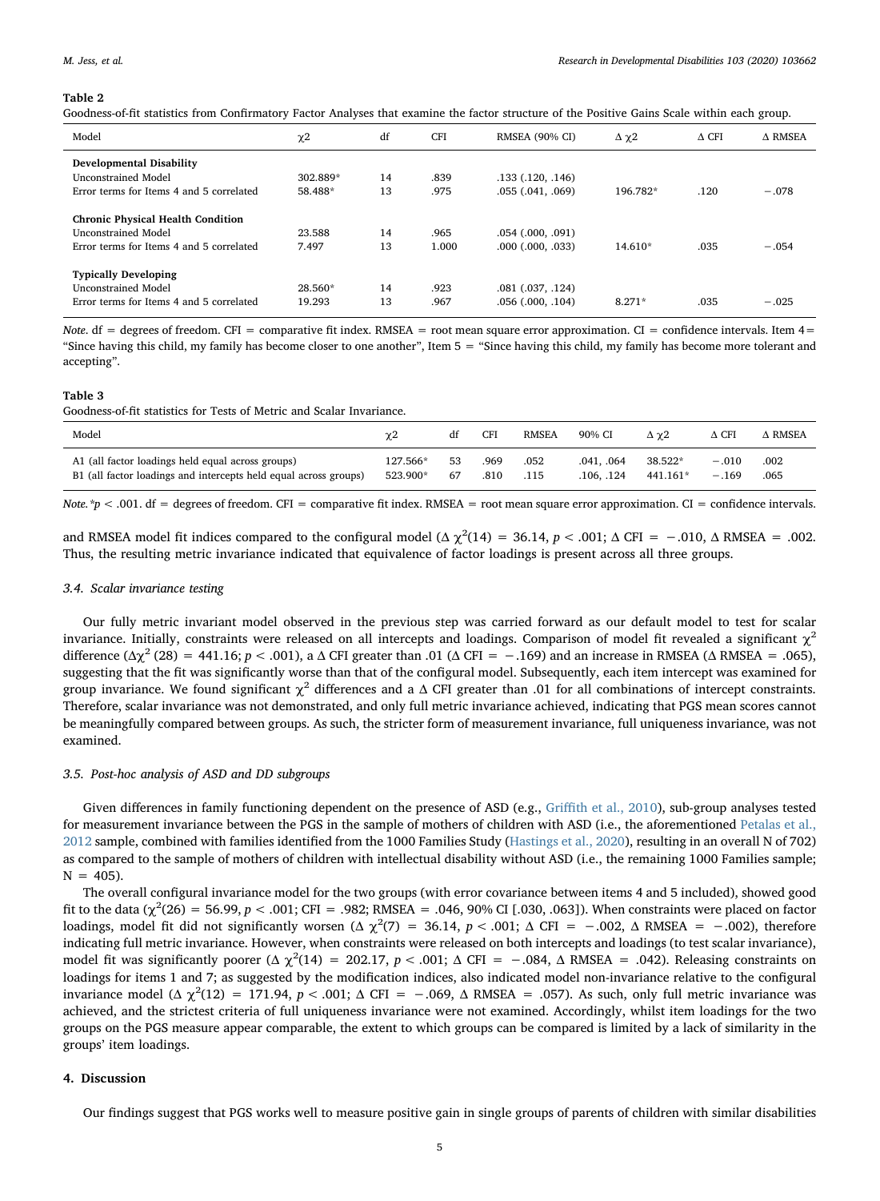**Table 2**

Goodness-of-fit statistics from Confirmatory Factor Analyses that examine the factor structure of the Positive Gains Scale within each group.

| Model | χ2 | df | CFI | RMSEA (90% CI) | Δ χ2 | Δ CFI | Δ RMSEA |
|---|---|---|---|---|---|---|---|
| **Developmental Disability** | | | | | | | |
| Unconstrained Model | 302.889* | 14 | .839 | .133 (.120, .146) | | | |
| Error terms for Items 4 and 5 correlated | 58.488* | 13 | .975 | .055 (.041, .069) | 196.782* | .120 | −.078 |
| **Chronic Physical Health Condition** | | | | | | | |
| Unconstrained Model | 23.588 | 14 | .965 | .054 (.000, .091) | | | |
| Error terms for Items 4 and 5 correlated | 7.497 | 13 | 1.000 | .000 (.000, .033) | 14.610* | .035 | −.054 |
| **Typically Developing** | | | | | | | |
| Unconstrained Model | 28.560* | 14 | .923 | .081 (.037, .124) | | | |
| Error terms for Items 4 and 5 correlated | 19.293 | 13 | .967 | .056 (.000, .104) | 8.271* | .035 | −.025 |

*Note*. df = degrees of freedom. CFI = comparative fit index. RMSEA = root mean square error approximation. CI = confidence intervals. Item 4 = "Since having this child, my family has become closer to one another", Item 5 = "Since having this child, my family has become more tolerant and accepting".

**Table 3**

Goodness-of-fit statistics for Tests of Metric and Scalar Invariance.

| Model | χ2 | df | CFI | RMSEA | 90% CI | Δ χ2 | Δ CFI | Δ RMSEA |
|---|---|---|---|---|---|---|---|---|
| A1 (all factor loadings held equal across groups) | 127.566* | 53 | .969 | .052 | .041, .064 | 38.522* | −.010 | .002 |
| B1 (all factor loadings and intercepts held equal across groups) | 523.900* | 67 | .810 | .115 | .106, .124 | 441.161* | −.169 | .065 |

*Note*. *p < .001. df = degrees of freedom. CFI = comparative fit index. RMSEA = root mean square error approximation. CI = confidence intervals.

and RMSEA model fit indices compared to the configural model ($\Delta\ \chi^2(14) = 36.14$, $p < .001$; $\Delta$ CFI = −.010, $\Delta$ RMSEA = .002. Thus, the resulting metric invariance indicated that equivalence of factor loadings is present across all three groups.

### 3.4. Scalar invariance testing

Our fully metric invariant model observed in the previous step was carried forward as our default model to test for scalar invariance. Initially, constraints were released on all intercepts and loadings. Comparison of model fit revealed a significant $\chi^2$ difference ($\Delta\chi^2$ (28) = 441.16; $p < .001$), a $\Delta$ CFI greater than .01 ($\Delta$ CFI = −.169) and an increase in RMSEA ($\Delta$ RMSEA = .065), suggesting that the fit was significantly worse than that of the configural model. Subsequently, each item intercept was examined for group invariance. We found significant $\chi^2$ differences and a $\Delta$ CFI greater than .01 for all combinations of intercept constraints. Therefore, scalar invariance was not demonstrated, and only full metric invariance achieved, indicating that PGS mean scores cannot be meaningfully compared between groups. As such, the stricter form of measurement invariance, full uniqueness invariance, was not examined.

### 3.5. Post-hoc analysis of ASD and DD subgroups

Given differences in family functioning dependent on the presence of ASD (e.g., Griffith et al., 2010), sub-group analyses tested for measurement invariance between the PGS in the sample of mothers of children with ASD (i.e., the aforementioned Petalas et al., 2012 sample, combined with families identified from the 1000 Families Study (Hastings et al., 2020), resulting in an overall N of 702) as compared to the sample of mothers of children with intellectual disability without ASD (i.e., the remaining 1000 Families sample; N = 405).

The overall configural invariance model for the two groups (with error covariance between items 4 and 5 included), showed good fit to the data ($\chi^2(26) = 56.99$, $p < .001$; CFI = .982; RMSEA = .046, 90% CI [.030, .063]). When constraints were placed on factor loadings, model fit did not significantly worsen ($\Delta\ \chi^2(7) = 36.14$, $p < .001$; $\Delta$ CFI = −.002, $\Delta$ RMSEA = −.002), therefore indicating full metric invariance. However, when constraints were released on both intercepts and loadings (to test scalar invariance), model fit was significantly poorer ($\Delta\ \chi^2(14) = 202.17$, $p < .001$; $\Delta$ CFI = −.084, $\Delta$ RMSEA = .042). Releasing constraints on loadings for items 1 and 7; as suggested by the modification indices, also indicated model non-invariance relative to the configural invariance model ($\Delta\ \chi^2(12) = 171.94$, $p < .001$; $\Delta$ CFI = −.069, $\Delta$ RMSEA = .057). As such, only full metric invariance was achieved, and the strictest criteria of full uniqueness invariance were not examined. Accordingly, whilst item loadings for the two groups on the PGS measure appear comparable, the extent to which groups can be compared is limited by a lack of similarity in the groups' item loadings.

## 4. Discussion

Our findings suggest that PGS works well to measure positive gain in single groups of parents of children with similar disabilities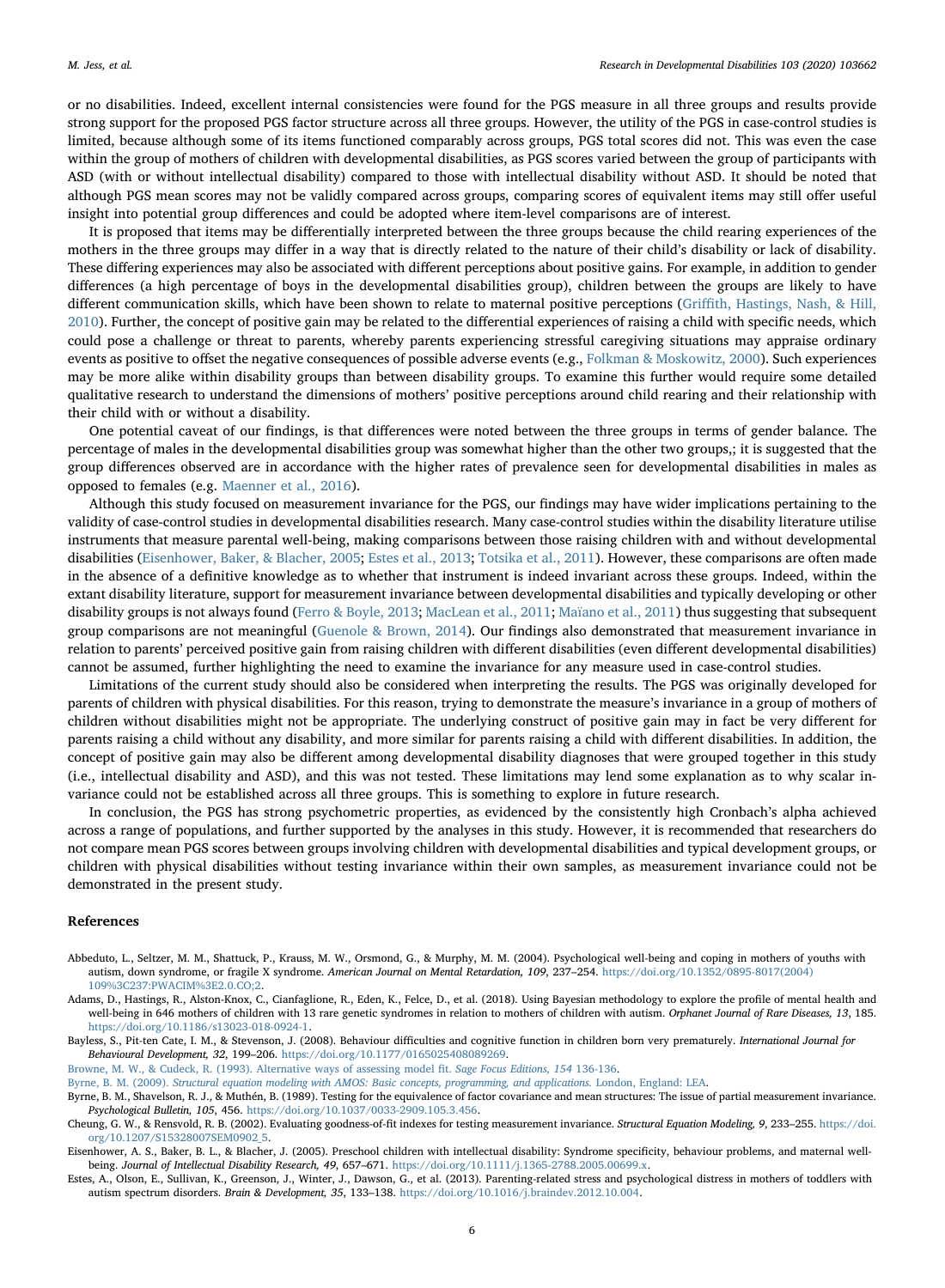or no disabilities. Indeed, excellent internal consistencies were found for the PGS measure in all three groups and results provide strong support for the proposed PGS factor structure across all three groups. However, the utility of the PGS in case-control studies is limited, because although some of its items functioned comparably across groups, PGS total scores did not. This was even the case within the group of mothers of children with developmental disabilities, as PGS scores varied between the group of participants with ASD (with or without intellectual disability) compared to those with intellectual disability without ASD. It should be noted that although PGS mean scores may not be validly compared across groups, comparing scores of equivalent items may still offer useful insight into potential group differences and could be adopted where item-level comparisons are of interest.

It is proposed that items may be differentially interpreted between the three groups because the child rearing experiences of the mothers in the three groups may differ in a way that is directly related to the nature of their child's disability or lack of disability. These differing experiences may also be associated with different perceptions about positive gains. For example, in addition to gender differences (a high percentage of boys in the developmental disabilities group), children between the groups are likely to have different communication skills, which have been shown to relate to maternal positive perceptions (Griffith, Hastings, Nash, & Hill, 2010). Further, the concept of positive gain may be related to the differential experiences of raising a child with specific needs, which could pose a challenge or threat to parents, whereby parents experiencing stressful caregiving situations may appraise ordinary events as positive to offset the negative consequences of possible adverse events (e.g., Folkman & Moskowitz, 2000). Such experiences may be more alike within disability groups than between disability groups. To examine this further would require some detailed qualitative research to understand the dimensions of mothers' positive perceptions around child rearing and their relationship with their child with or without a disability.

One potential caveat of our findings, is that differences were noted between the three groups in terms of gender balance. The percentage of males in the developmental disabilities group was somewhat higher than the other two groups,; it is suggested that the group differences observed are in accordance with the higher rates of prevalence seen for developmental disabilities in males as opposed to females (e.g. Maenner et al., 2016).

Although this study focused on measurement invariance for the PGS, our findings may have wider implications pertaining to the validity of case-control studies in developmental disabilities research. Many case-control studies within the disability literature utilise instruments that measure parental well-being, making comparisons between those raising children with and without developmental disabilities (Eisenhower, Baker, & Blacher, 2005; Estes et al., 2013; Totsika et al., 2011). However, these comparisons are often made in the absence of a definitive knowledge as to whether that instrument is indeed invariant across these groups. Indeed, within the extant disability literature, support for measurement invariance between developmental disabilities and typically developing or other disability groups is not always found (Ferro & Boyle, 2013; MacLean et al., 2011; Maïano et al., 2011) thus suggesting that subsequent group comparisons are not meaningful (Guenole & Brown, 2014). Our findings also demonstrated that measurement invariance in relation to parents' perceived positive gain from raising children with different disabilities (even different developmental disabilities) cannot be assumed, further highlighting the need to examine the invariance for any measure used in case-control studies.

Limitations of the current study should also be considered when interpreting the results. The PGS was originally developed for parents of children with physical disabilities. For this reason, trying to demonstrate the measure's invariance in a group of mothers of children without disabilities might not be appropriate. The underlying construct of positive gain may in fact be very different for parents raising a child without any disability, and more similar for parents raising a child with different disabilities. In addition, the concept of positive gain may also be different among developmental disability diagnoses that were grouped together in this study (i.e., intellectual disability and ASD), and this was not tested. These limitations may lend some explanation as to why scalar invariance could not be established across all three groups. This is something to explore in future research.

In conclusion, the PGS has strong psychometric properties, as evidenced by the consistently high Cronbach's alpha achieved across a range of populations, and further supported by the analyses in this study. However, it is recommended that researchers do not compare mean PGS scores between groups involving children with developmental disabilities and typical development groups, or children with physical disabilities without testing invariance within their own samples, as measurement invariance could not be demonstrated in the present study.

## References

Abbeduto, L., Seltzer, M. M., Shattuck, P., Krauss, M. W., Orsmond, G., & Murphy, M. M. (2004). Psychological well-being and coping in mothers of youths with autism, down syndrome, or fragile X syndrome. *American Journal on Mental Retardation, 109*, 237–254. https://doi.org/10.1352/0895-8017(2004)109%3C237:PWACIM%3E2.0.CO;2.

Adams, D., Hastings, R., Alston-Knox, C., Cianfaglione, R., Eden, K., Felce, D., et al. (2018). Using Bayesian methodology to explore the profile of mental health and well-being in 646 mothers of children with 13 rare genetic syndromes in relation to mothers of children with autism. *Orphanet Journal of Rare Diseases, 13*, 185. https://doi.org/10.1186/s13023-018-0924-1.

Bayless, S., Pit-ten Cate, I. M., & Stevenson, J. (2008). Behaviour difficulties and cognitive function in children born very prematurely. *International Journal for Behavioural Development, 32*, 199–206. https://doi.org/10.1177/0165025408089269.

Browne, M. W., & Cudeck, R. (1993). Alternative ways of assessing model fit. *Sage Focus Editions, 154* 136-136.

Byrne, B. M. (2009). *Structural equation modeling with AMOS: Basic concepts, programming, and applications.* London, England: LEA.

Byrne, B. M., Shavelson, R. J., & Muthén, B. (1989). Testing for the equivalence of factor covariance and mean structures: The issue of partial measurement invariance. *Psychological Bulletin, 105*, 456. https://doi.org/10.1037/0033-2909.105.3.456.

Cheung, G. W., & Rensvold, R. B. (2002). Evaluating goodness-of-fit indexes for testing measurement invariance. *Structural Equation Modeling, 9*, 233–255. https://doi.org/10.1207/S15328007SEM0902_5.

Eisenhower, A. S., Baker, B. L., & Blacher, J. (2005). Preschool children with intellectual disability: Syndrome specificity, behaviour problems, and maternal well-being. *Journal of Intellectual Disability Research, 49*, 657–671. https://doi.org/10.1111/j.1365-2788.2005.00699.x.

Estes, A., Olson, E., Sullivan, K., Greenson, J., Winter, J., Dawson, G., et al. (2013). Parenting-related stress and psychological distress in mothers of toddlers with autism spectrum disorders. *Brain & Development, 35*, 133–138. https://doi.org/10.1016/j.braindev.2012.10.004.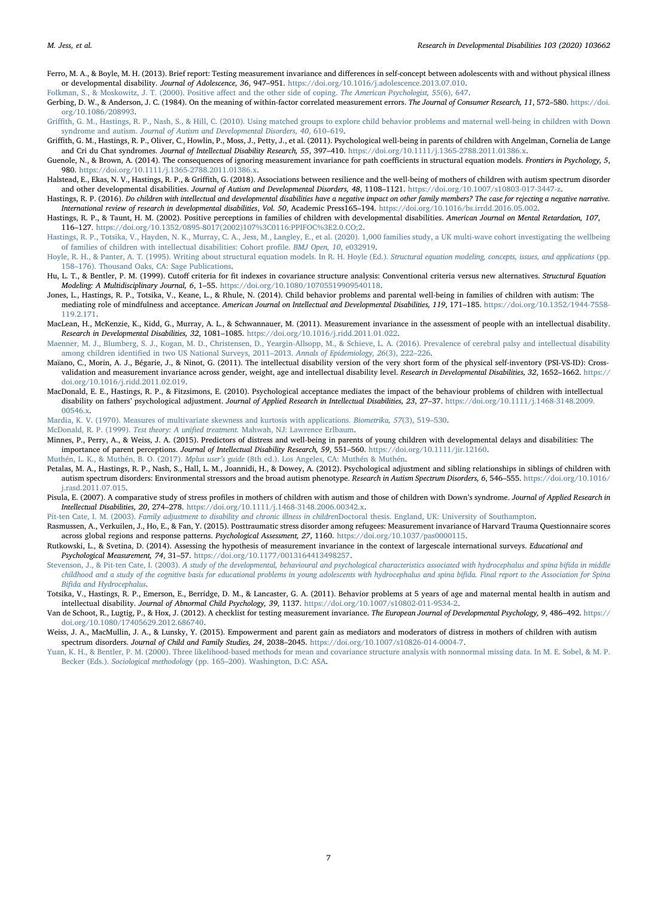Ferro, M. A., & Boyle, M. H. (2013). Brief report: Testing measurement invariance and differences in self-concept between adolescents with and without physical illness or developmental disability. *Journal of Adolescence, 36*, 947–951. https://doi.org/10.1016/j.adolescence.2013.07.010.

Folkman, S., & Moskowitz, J. T. (2000). Positive affect and the other side of coping. *The American Psychologist, 55*(6), 647.

Gerbing, D. W., & Anderson, J. C. (1984). On the meaning of within-factor correlated measurement errors. *The Journal of Consumer Research, 11*, 572–580. https://doi.org/10.1086/208993.

Griffith, G. M., Hastings, R. P., Nash, S., & Hill, C. (2010). Using matched groups to explore child behavior problems and maternal well-being in children with Down syndrome and autism. *Journal of Autism and Developmental Disorders, 40*, 610–619.

Griffith, G. M., Hastings, R. P., Oliver, C., Howlin, P., Moss, J., Petty, J., et al. (2011). Psychological well-being in parents of children with Angelman, Cornelia de Lange and Cri du Chat syndromes. *Journal of Intellectual Disability Research, 55*, 397–410. https://doi.org/10.1111/j.1365-2788.2011.01386.x.

Guenole, N., & Brown, A. (2014). The consequences of ignoring measurement invariance for path coefficients in structural equation models. *Frontiers in Psychology, 5*, 980. https://doi.org/10.1111/j.1365-2788.2011.01386.x.

Halstead, E., Ekas, N. V., Hastings, R. P., & Griffith, G. (2018). Associations between resilience and the well-being of mothers of children with autism spectrum disorder and other developmental disabilities. *Journal of Autism and Developmental Disorders, 48*, 1108–1121. https://doi.org/10.1007/s10803-017-3447-z.

Hastings, R. P. (2016). *Do children with intellectual and developmental disabilities have a negative impact on other family members? The case for rejecting a negative narrative. International review of research in developmental disabilities, Vol. 50*, Academic Press165–194. https://doi.org/10.1016/bs.irrdd.2016.05.002.

Hastings, R. P., & Taunt, H. M. (2002). Positive perceptions in families of children with developmental disabilities. *American Journal on Mental Retardation, 107*, 116–127. https://doi.org/10.1352/0895-8017(2002)107%3C0116:PPIFOC%3E2.0.CO;2.

Hastings, R. P., Totsika, V., Hayden, N. K., Murray, C. A., Jess, M., Langley, E., et al. (2020). 1,000 families study, a UK multi-wave cohort investigating the wellbeing of families of children with intellectual disabilities: Cohort profile. *BMJ Open, 10*, e032919.

Hoyle, R. H., & Panter, A. T. (1995). Writing about structural equation models. In R. H. Hoyle (Ed.). *Structural equation modeling, concepts, issues, and applications* (pp. 158–176). Thousand Oaks, CA: Sage Publications.

Hu, L. T., & Bentler, P. M. (1999). Cutoff criteria for fit indexes in covariance structure analysis: Conventional criteria versus new alternatives. *Structural Equation Modeling: A Multidisciplinary Journal, 6*, 1–55. https://doi.org/10.1080/10705519909540118.

Jones, L., Hastings, R. P., Totsika, V., Keane, L., & Rhule, N. (2014). Child behavior problems and parental well-being in families of children with autism: The mediating role of mindfulness and acceptance. *American Journal on Intellectual and Developmental Disabilities, 119*, 171–185. https://doi.org/10.1352/1944-7558-119.2.171.

MacLean, H., McKenzie, K., Kidd, G., Murray, A. L., & Schwannauer, M. (2011). Measurement invariance in the assessment of people with an intellectual disability. *Research in Developmental Disabilities, 32*, 1081–1085. https://doi.org/10.1016/j.ridd.2011.01.022.

Maenner, M. J., Blumberg, S. J., Kogan, M. D., Christensen, D., Yeargin-Allsopp, M., & Schieve, L. A. (2016). Prevalence of cerebral palsy and intellectual disability among children identified in two US National Surveys, 2011–2013. *Annals of Epidemiology, 26*(3), 222–226.

Maïano, C., Morin, A. J., Bégarie, J., & Ninot, G. (2011). The intellectual disability version of the very short form of the physical self-inventory (PSI-VS-ID): Cross-validation and measurement invariance across gender, weight, age and intellectual disability level. *Research in Developmental Disabilities, 32*, 1652–1662. https://doi.org/10.1016/j.ridd.2011.02.019.

MacDonald, E. E., Hastings, R. P., & Fitzsimons, E. (2010). Psychological acceptance mediates the impact of the behaviour problems of children with intellectual disability on fathers' psychological adjustment. *Journal of Applied Research in Intellectual Disabilities, 23*, 27–37. https://doi.org/10.1111/j.1468-3148.2009.00546.x.

Mardia, K. V. (1970). Measures of multivariate skewness and kurtosis with applications. *Biometrika, 57*(3), 519–530.

McDonald, R. P. (1999). *Test theory: A unified treatment.* Mahwah, NJ: Lawrence Erlbaum.

Minnes, P., Perry, A., & Weiss, J. A. (2015). Predictors of distress and well-being in parents of young children with developmental delays and disabilities: The importance of parent perceptions. *Journal of Intellectual Disability Research, 59*, 551–560. https://doi.org/10.1111/jir.12160.

Muthén, L. K., & Muthén, B. O. (2017). *Mplus user's guide* (8th ed.). Los Angeles, CA: Muthén & Muthén.

Petalas, M. A., Hastings, R. P., Nash, S., Hall, L. M., Joannidi, H., & Dowey, A. (2012). Psychological adjustment and sibling relationships in siblings of children with autism spectrum disorders: Environmental stressors and the broad autism phenotype. *Research in Autism Spectrum Disorders, 6*, 546–555. https://doi.org/10.1016/j.rasd.2011.07.015.

Pisula, E. (2007). A comparative study of stress profiles in mothers of children with autism and those of children with Down's syndrome. *Journal of Applied Research in Intellectual Disabilities, 20*, 274–278. https://doi.org/10.1111/j.1468-3148.2006.00342.x.

Pit-ten Cate, I. M. (2003). *Family adjustment to disability and chronic illness in children*Doctoral thesis. England, UK: University of Southampton.

Rasmussen, A., Verkuilen, J., Ho, E., & Fan, Y. (2015). Posttraumatic stress disorder among refugees: Measurement invariance of Harvard Trauma Questionnaire scores across global regions and response patterns. *Psychological Assessment, 27*, 1160. https://doi.org/10.1037/pas0000115.

Rutkowski, L., & Svetina, D. (2014). Assessing the hypothesis of measurement invariance in the context of largescale international surveys. *Educational and Psychological Measurement, 74*, 31–57. https://doi.org/10.1177/0013164413498257.

Stevenson, J., & Pit-ten Cate, I. (2003). *A study of the developmental, behavioural and psychological characteristics associated with hydrocephalus and spina bifida in middle childhood and a study of the cognitive basis for educational problems in young adolescents with hydrocephalus and spina bifida. Final report to the Association for Spina Bifida and Hydrocephalus*.

Totsika, V., Hastings, R. P., Emerson, E., Berridge, D. M., & Lancaster, G. A. (2011). Behavior problems at 5 years of age and maternal mental health in autism and intellectual disability. *Journal of Abnormal Child Psychology, 39*, 1137. https://doi.org/10.1007/s10802-011-9534-2.

Van de Schoot, R., Lugtig, P., & Hox, J. (2012). A checklist for testing measurement invariance. *The European Journal of Developmental Psychology, 9*, 486–492. https://doi.org/10.1080/17405629.2012.686740.

Weiss, J. A., MacMullin, J. A., & Lunsky, Y. (2015). Empowerment and parent gain as mediators and moderators of distress in mothers of children with autism spectrum disorders. *Journal of Child and Family Studies, 24*, 2038–2045. https://doi.org/10.1007/s10826-014-0004-7.

Yuan, K. H., & Bentler, P. M. (2000). Three likelihood-based methods for mean and covariance structure analysis with nonnormal missing data. In M. E. Sobel, & M. P. Becker (Eds.). *Sociological methodology* (pp. 165–200). Washington, D.C: ASA.